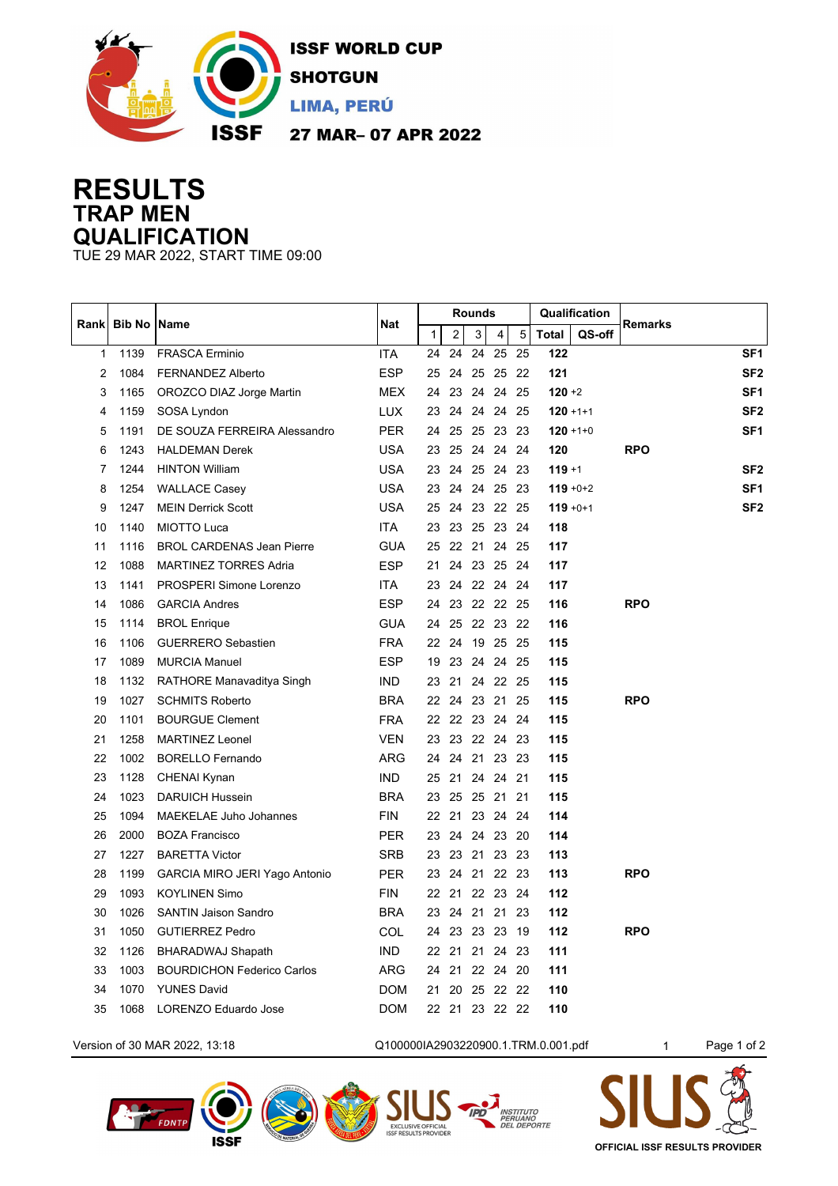ISSF WORLD CUP
SHOTGUN
LIMA, PERÚ
27 MAR– 07 APR 2022

# RESULTS
## TRAP MEN
## QUALIFICATION
TUE 29 MAR 2022, START TIME 09:00

| Rank | Bib No | Name | Nat | Rounds | | | | | Qualification | | Remarks | |
|---|---|---|---|---|---|---|---|---|---|---|---|---|
| | | | | 1 | 2 | 3 | 4 | 5 | Total | QS-off | | |
| 1 | 1139 | FRASCA Erminio | ITA | 24 | 24 | 24 | 25 | 25 | **122** | | | SF1 |
| 2 | 1084 | FERNANDEZ Alberto | ESP | 25 | 24 | 25 | 25 | 22 | **121** | | | SF2 |
| 3 | 1165 | OROZCO DIAZ Jorge Martin | MEX | 24 | 23 | 24 | 24 | 25 | **120** | +2 | | SF1 |
| 4 | 1159 | SOSA Lyndon | LUX | 23 | 24 | 24 | 24 | 25 | **120** | +1+1 | | SF2 |
| 5 | 1191 | DE SOUZA FERREIRA Alessandro | PER | 24 | 25 | 25 | 23 | 23 | **120** | +1+0 | | SF1 |
| 6 | 1243 | HALDEMAN Derek | USA | 23 | 25 | 24 | 24 | 24 | **120** | | RPO | |
| 7 | 1244 | HINTON William | USA | 23 | 24 | 25 | 24 | 23 | **119** | +1 | | SF2 |
| 8 | 1254 | WALLACE Casey | USA | 23 | 24 | 24 | 25 | 23 | **119** | +0+2 | | SF1 |
| 9 | 1247 | MEIN Derrick Scott | USA | 25 | 24 | 23 | 22 | 25 | **119** | +0+1 | | SF2 |
| 10 | 1140 | MIOTTO Luca | ITA | 23 | 23 | 25 | 23 | 24 | **118** | | | |
| 11 | 1116 | BROL CARDENAS Jean Pierre | GUA | 25 | 22 | 21 | 24 | 25 | **117** | | | |
| 12 | 1088 | MARTINEZ TORRES Adria | ESP | 21 | 24 | 23 | 25 | 24 | **117** | | | |
| 13 | 1141 | PROSPERI Simone Lorenzo | ITA | 23 | 24 | 22 | 24 | 24 | **117** | | | |
| 14 | 1086 | GARCIA Andres | ESP | 24 | 23 | 22 | 22 | 25 | **116** | | RPO | |
| 15 | 1114 | BROL Enrique | GUA | 24 | 25 | 22 | 23 | 22 | **116** | | | |
| 16 | 1106 | GUERRERO Sebastien | FRA | 22 | 24 | 19 | 25 | 25 | **115** | | | |
| 17 | 1089 | MURCIA Manuel | ESP | 19 | 23 | 24 | 24 | 25 | **115** | | | |
| 18 | 1132 | RATHORE Manavaditya Singh | IND | 23 | 21 | 24 | 22 | 25 | **115** | | | |
| 19 | 1027 | SCHMITS Roberto | BRA | 22 | 24 | 23 | 21 | 25 | **115** | | RPO | |
| 20 | 1101 | BOURGUE Clement | FRA | 22 | 22 | 23 | 24 | 24 | **115** | | | |
| 21 | 1258 | MARTINEZ Leonel | VEN | 23 | 23 | 22 | 24 | 23 | **115** | | | |
| 22 | 1002 | BORELLO Fernando | ARG | 24 | 24 | 21 | 23 | 23 | **115** | | | |
| 23 | 1128 | CHENAI Kynan | IND | 25 | 21 | 24 | 24 | 21 | **115** | | | |
| 24 | 1023 | DARUICH Hussein | BRA | 23 | 25 | 25 | 21 | 21 | **115** | | | |
| 25 | 1094 | MAEKELAE Juho Johannes | FIN | 22 | 21 | 23 | 24 | 24 | **114** | | | |
| 26 | 2000 | BOZA Francisco | PER | 23 | 24 | 24 | 23 | 20 | **114** | | | |
| 27 | 1227 | BARETTA Victor | SRB | 23 | 23 | 21 | 23 | 23 | **113** | | | |
| 28 | 1199 | GARCIA MIRO JERI Yago Antonio | PER | 23 | 24 | 21 | 22 | 23 | **113** | | RPO | |
| 29 | 1093 | KOYLINEN Simo | FIN | 22 | 21 | 22 | 23 | 24 | **112** | | | |
| 30 | 1026 | SANTIN Jaison Sandro | BRA | 23 | 24 | 21 | 21 | 23 | **112** | | | |
| 31 | 1050 | GUTIERREZ Pedro | COL | 24 | 23 | 23 | 23 | 19 | **112** | | RPO | |
| 32 | 1126 | BHARADWAJ Shapath | IND | 22 | 21 | 21 | 24 | 23 | **111** | | | |
| 33 | 1003 | BOURDICHON Federico Carlos | ARG | 24 | 21 | 22 | 24 | 20 | **111** | | | |
| 34 | 1070 | YUNES David | DOM | 21 | 20 | 25 | 22 | 22 | **110** | | | |
| 35 | 1068 | LORENZO Eduardo Jose | DOM | 22 | 21 | 23 | 22 | 22 | **110** | | | |

Version of 30 MAR 2022, 13:18 Q100000IA2903220900.1.TRM.0.001.pdf 1

OFFICIAL ISSF RESULTS PROVIDER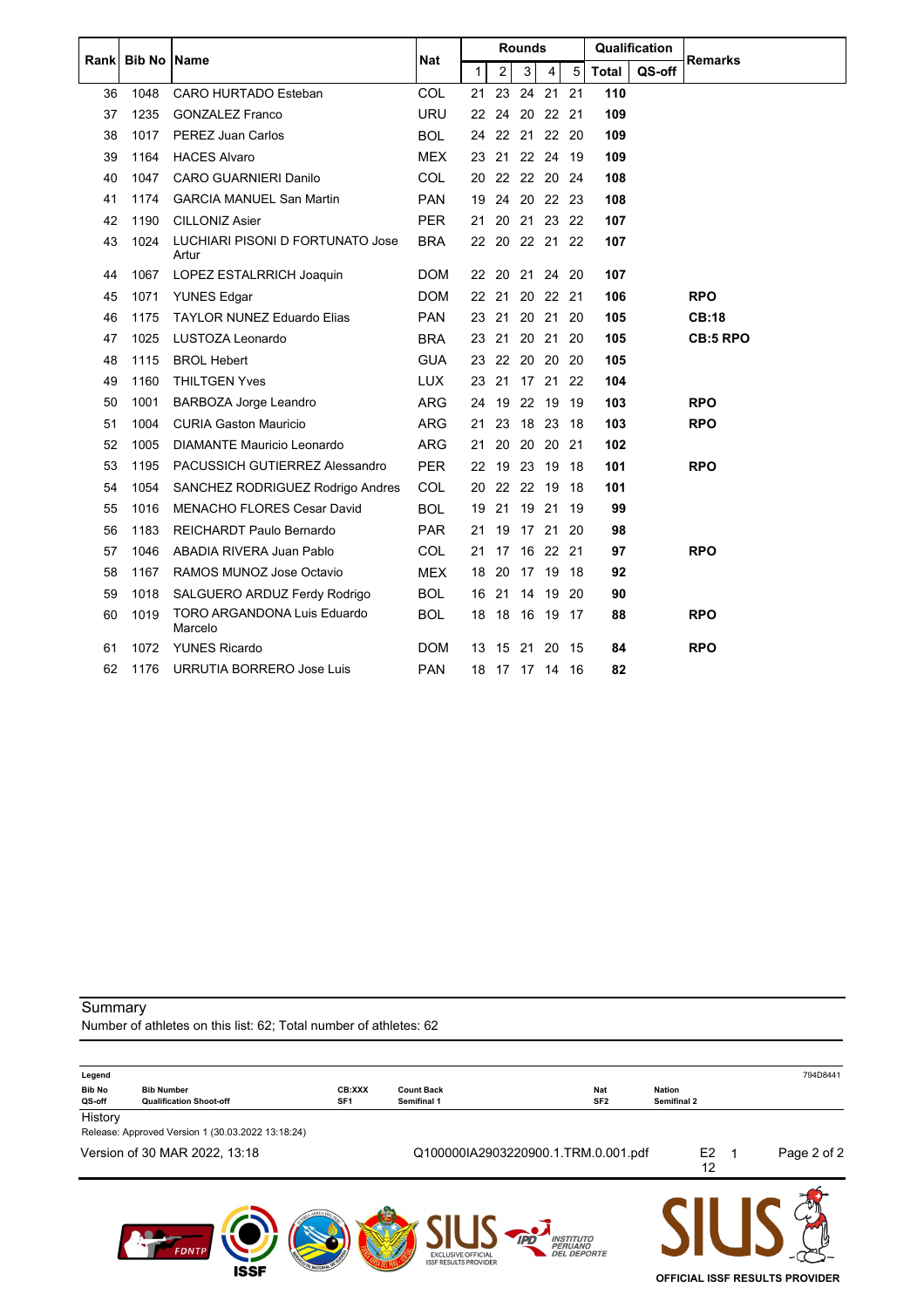| Rank | Bib No | Name | Nat | Rounds | | | | | Qualification | | Remarks |
|---|---|---|---|---|---|---|---|---|---|---|---|
| | | | | 1 | 2 | 3 | 4 | 5 | Total | QS-off | |
| 36 | 1048 | CARO HURTADO Esteban | COL | 21 | 23 | 24 | 21 | 21 | **110** | | |
| 37 | 1235 | GONZALEZ Franco | URU | 22 | 24 | 20 | 22 | 21 | **109** | | |
| 38 | 1017 | PEREZ Juan Carlos | BOL | 24 | 22 | 21 | 22 | 20 | **109** | | |
| 39 | 1164 | HACES Alvaro | MEX | 23 | 21 | 22 | 24 | 19 | **109** | | |
| 40 | 1047 | CARO GUARNIERI Danilo | COL | 20 | 22 | 22 | 20 | 24 | **108** | | |
| 41 | 1174 | GARCIA MANUEL San Martin | PAN | 19 | 24 | 20 | 22 | 23 | **108** | | |
| 42 | 1190 | CILLONIZ Asier | PER | 21 | 20 | 21 | 23 | 22 | **107** | | |
| 43 | 1024 | LUCHIARI PISONI D FORTUNATO Jose Artur | BRA | 22 | 20 | 22 | 21 | 22 | **107** | | |
| 44 | 1067 | LOPEZ ESTALRRICH Joaquin | DOM | 22 | 20 | 21 | 24 | 20 | **107** | | |
| 45 | 1071 | YUNES Edgar | DOM | 22 | 21 | 20 | 22 | 21 | **106** | | **RPO** |
| 46 | 1175 | TAYLOR NUNEZ Eduardo Elias | PAN | 23 | 21 | 20 | 21 | 20 | **105** | | **CB:18** |
| 47 | 1025 | LUSTOZA Leonardo | BRA | 23 | 21 | 20 | 21 | 20 | **105** | | **CB:5 RPO** |
| 48 | 1115 | BROL Hebert | GUA | 23 | 22 | 20 | 20 | 20 | **105** | | |
| 49 | 1160 | THILTGEN Yves | LUX | 23 | 21 | 17 | 21 | 22 | **104** | | |
| 50 | 1001 | BARBOZA Jorge Leandro | ARG | 24 | 19 | 22 | 19 | 19 | **103** | | **RPO** |
| 51 | 1004 | CURIA Gaston Mauricio | ARG | 21 | 23 | 18 | 23 | 18 | **103** | | **RPO** |
| 52 | 1005 | DIAMANTE Mauricio Leonardo | ARG | 21 | 20 | 20 | 20 | 21 | **102** | | |
| 53 | 1195 | PACUSSICH GUTIERREZ Alessandro | PER | 22 | 19 | 23 | 19 | 18 | **101** | | **RPO** |
| 54 | 1054 | SANCHEZ RODRIGUEZ Rodrigo Andres | COL | 20 | 22 | 22 | 19 | 18 | **101** | | |
| 55 | 1016 | MENACHO FLORES Cesar David | BOL | 19 | 21 | 19 | 21 | 19 | **99** | | |
| 56 | 1183 | REICHARDT Paulo Bernardo | PAR | 21 | 19 | 17 | 21 | 20 | **98** | | |
| 57 | 1046 | ABADIA RIVERA Juan Pablo | COL | 21 | 17 | 16 | 22 | 21 | **97** | | **RPO** |
| 58 | 1167 | RAMOS MUNOZ Jose Octavio | MEX | 18 | 20 | 17 | 19 | 18 | **92** | | |
| 59 | 1018 | SALGUERO ARDUZ Ferdy Rodrigo | BOL | 16 | 21 | 14 | 19 | 20 | **90** | | |
| 60 | 1019 | TORO ARGANDONA Luis Eduardo Marcelo | BOL | 18 | 18 | 16 | 19 | 17 | **88** | | **RPO** |
| 61 | 1072 | YUNES Ricardo | DOM | 13 | 15 | 21 | 20 | 15 | **84** | | **RPO** |
| 62 | 1176 | URRUTIA BORRERO Jose Luis | PAN | 18 | 17 | 17 | 14 | 16 | **82** | | |

Summary

Number of athletes on this list: 62; Total number of athletes: 62

**Legend**

| | | | | | |
|---|---|---|---|---|---|
| **Bib No** | **Bib Number** | **CB:XXX** | **Count Back** | **Nat** | **Nation** |
| **QS-off** | **Qualification Shoot-off** | **SF1** | **Semifinal 1** | **SF2** | **Semifinal 2** |

History

Release: Approved Version 1 (30.03.2022 13:18:24)

Version of 30 MAR 2022, 13:18

Q100000IA2903220900.1.TRM.0.001.pdf

E2 1
12

794D8441

OFFICIAL ISSF RESULTS PROVIDER